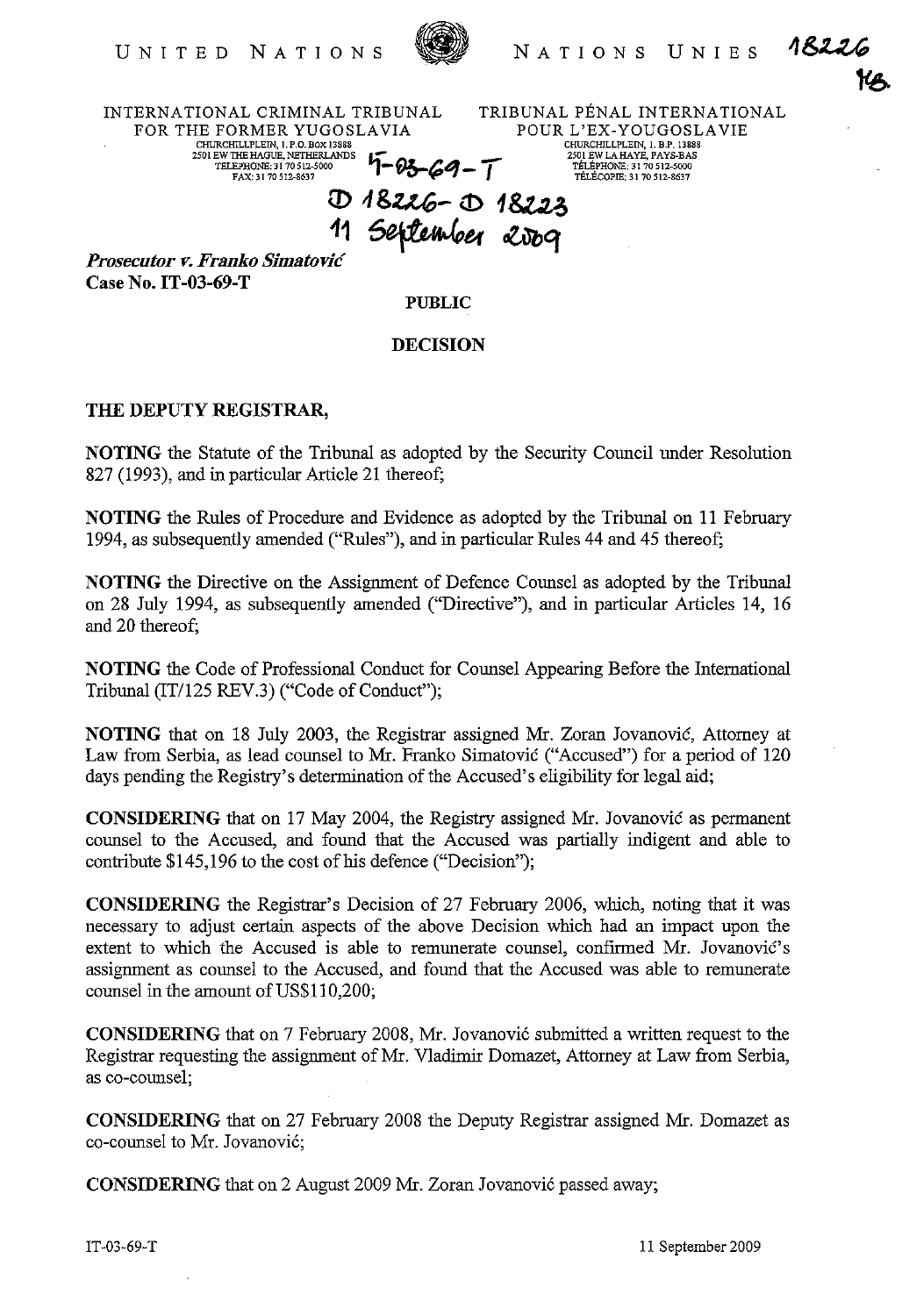UNITED NATIONS — NATIONS UNIES

18226
KB

INTERNATIONAL CRIMINAL TRIBUNAL FOR THE FORMER YUGOSLAVIA
CHURCHILLPLEIN, 1. P.O. BOX 13888
2501 EW THE HAGUE, NETHERLANDS
TELEPHONE: 31 70 512-5000
FAX: 31 70 512-8637

TRIBUNAL PÉNAL INTERNATIONAL POUR L'EX-YOUGOSLAVIE
CHURCHILLPLEIN, 1. B.P. 13888
2501 EW LA HAYE, PAYS-BAS
TÉLÉPHONE: 31 70 512-5000
TÉLÉCOPIE: 31 70 512-8637

IT-03-69-T
D 18226 - D 18223
11 September 2009

***Prosecutor v. Franko Simatović***
**Case No. IT-03-69-T**

**PUBLIC**

**DECISION**

**THE DEPUTY REGISTRAR,**

**NOTING** the Statute of the Tribunal as adopted by the Security Council under Resolution 827 (1993), and in particular Article 21 thereof;

**NOTING** the Rules of Procedure and Evidence as adopted by the Tribunal on 11 February 1994, as subsequently amended ("Rules"), and in particular Rules 44 and 45 thereof;

**NOTING** the Directive on the Assignment of Defence Counsel as adopted by the Tribunal on 28 July 1994, as subsequently amended ("Directive"), and in particular Articles 14, 16 and 20 thereof;

**NOTING** the Code of Professional Conduct for Counsel Appearing Before the International Tribunal (IT/125 REV.3) ("Code of Conduct");

**NOTING** that on 18 July 2003, the Registrar assigned Mr. Zoran Jovanović, Attorney at Law from Serbia, as lead counsel to Mr. Franko Simatović ("Accused") for a period of 120 days pending the Registry's determination of the Accused's eligibility for legal aid;

**CONSIDERING** that on 17 May 2004, the Registry assigned Mr. Jovanović as permanent counsel to the Accused, and found that the Accused was partially indigent and able to contribute $145,196 to the cost of his defence ("Decision");

**CONSIDERING** the Registrar's Decision of 27 February 2006, which, noting that it was necessary to adjust certain aspects of the above Decision which had an impact upon the extent to which the Accused is able to remunerate counsel, confirmed Mr. Jovanović's assignment as counsel to the Accused, and found that the Accused was able to remunerate counsel in the amount of US$110,200;

**CONSIDERING** that on 7 February 2008, Mr. Jovanović submitted a written request to the Registrar requesting the assignment of Mr. Vladimir Domazet, Attorney at Law from Serbia, as co-counsel;

**CONSIDERING** that on 27 February 2008 the Deputy Registrar assigned Mr. Domazet as co-counsel to Mr. Jovanović;

**CONSIDERING** that on 2 August 2009 Mr. Zoran Jovanović passed away;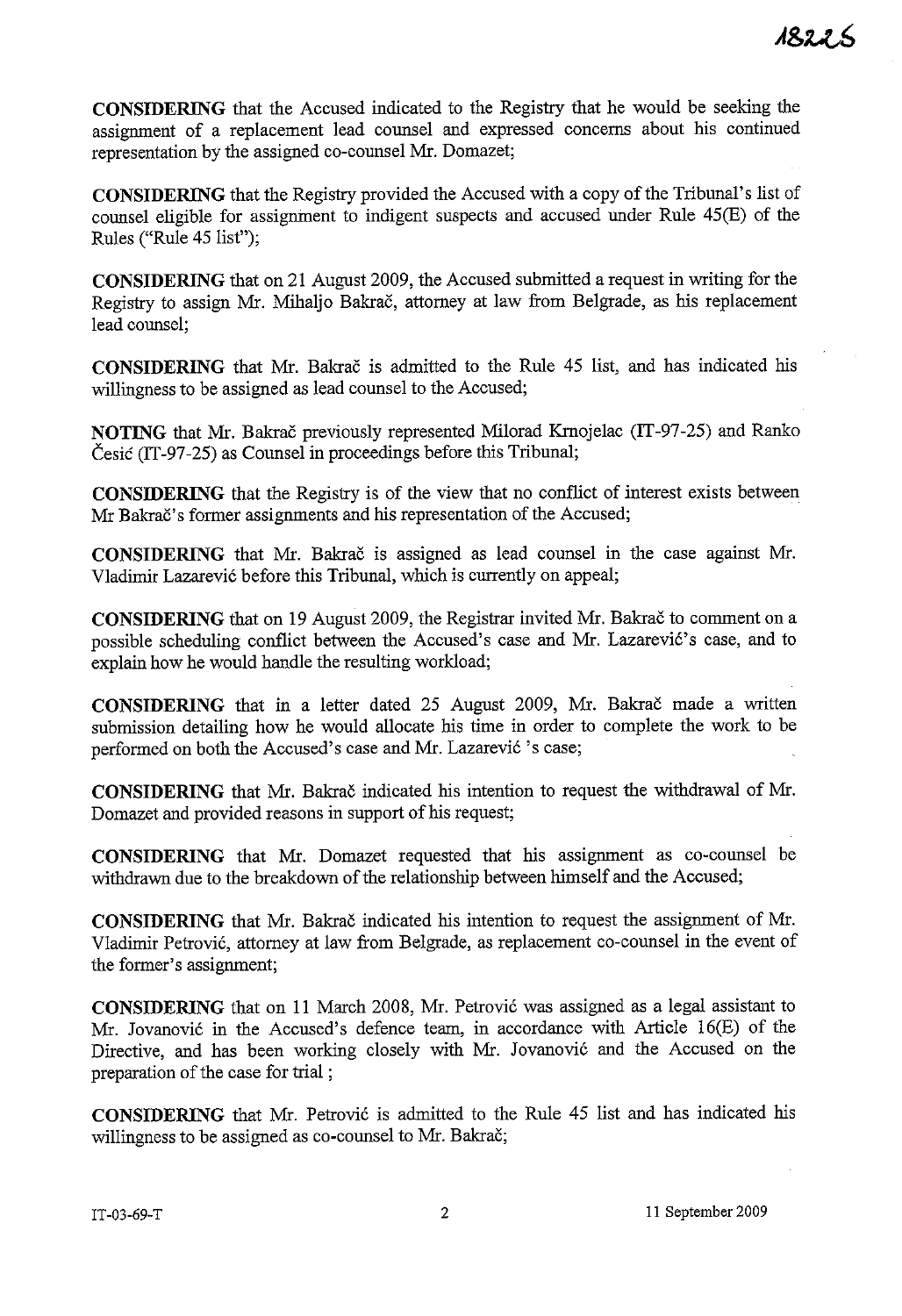**CONSIDERING** that the Accused indicated to the Registry that he would be seeking the assignment of a replacement lead counsel and expressed concerns about his continued representation by the assigned co-counsel Mr. Domazet;

**CONSIDERING** that the Registry provided the Accused with a copy of the Tribunal's list of counsel eligible for assignment to indigent suspects and accused under Rule 45(E) of the Rules ("Rule 45 list");

**CONSIDERING** that on 21 August 2009, the Accused submitted a request in writing for the Registry to assign Mr. Mihaljo Bakrač, attorney at law from Belgrade, as his replacement lead counsel;

**CONSIDERING** that Mr. Bakrač is admitted to the Rule 45 list, and has indicated his willingness to be assigned as lead counsel to the Accused;

**NOTING** that Mr. Bakrač previously represented Milorad Krnojelac (IT-97-25) and Ranko Česić (IT-97-25) as Counsel in proceedings before this Tribunal;

**CONSIDERING** that the Registry is of the view that no conflict of interest exists between Mr Bakrač's former assignments and his representation of the Accused;

**CONSIDERING** that Mr. Bakrač is assigned as lead counsel in the case against Mr. Vladimir Lazarević before this Tribunal, which is currently on appeal;

**CONSIDERING** that on 19 August 2009, the Registrar invited Mr. Bakrač to comment on a possible scheduling conflict between the Accused's case and Mr. Lazarević's case, and to explain how he would handle the resulting workload;

**CONSIDERING** that in a letter dated 25 August 2009, Mr. Bakrač made a written submission detailing how he would allocate his time in order to complete the work to be performed on both the Accused's case and Mr. Lazarević 's case;

**CONSIDERING** that Mr. Bakrač indicated his intention to request the withdrawal of Mr. Domazet and provided reasons in support of his request;

**CONSIDERING** that Mr. Domazet requested that his assignment as co-counsel be withdrawn due to the breakdown of the relationship between himself and the Accused;

**CONSIDERING** that Mr. Bakrač indicated his intention to request the assignment of Mr. Vladimir Petrović, attorney at law from Belgrade, as replacement co-counsel in the event of the former's assignment;

**CONSIDERING** that on 11 March 2008, Mr. Petrović was assigned as a legal assistant to Mr. Jovanović in the Accused's defence team, in accordance with Article 16(E) of the Directive, and has been working closely with Mr. Jovanović and the Accused on the preparation of the case for trial ;

**CONSIDERING** that Mr. Petrović is admitted to the Rule 45 list and has indicated his willingness to be assigned as co-counsel to Mr. Bakrač;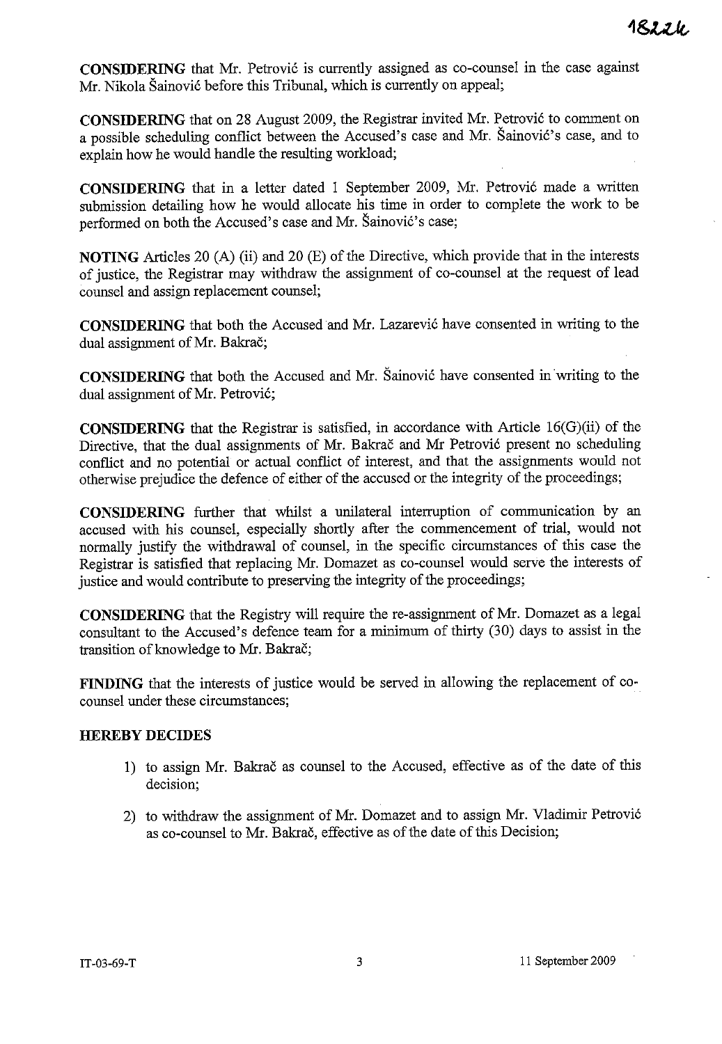**CONSIDERING** that Mr. Petrović is currently assigned as co-counsel in the case against Mr. Nikola Šainović before this Tribunal, which is currently on appeal;

**CONSIDERING** that on 28 August 2009, the Registrar invited Mr. Petrović to comment on a possible scheduling conflict between the Accused's case and Mr. Šainović's case, and to explain how he would handle the resulting workload;

**CONSIDERING** that in a letter dated 1 September 2009, Mr. Petrović made a written submission detailing how he would allocate his time in order to complete the work to be performed on both the Accused's case and Mr. Šainović's case;

**NOTING** Articles 20 (A) (ii) and 20 (E) of the Directive, which provide that in the interests of justice, the Registrar may withdraw the assignment of co-counsel at the request of lead counsel and assign replacement counsel;

**CONSIDERING** that both the Accused and Mr. Lazarević have consented in writing to the dual assignment of Mr. Bakrač;

**CONSIDERING** that both the Accused and Mr. Šainović have consented in writing to the dual assignment of Mr. Petrović;

**CONSIDERING** that the Registrar is satisfied, in accordance with Article 16(G)(ii) of the Directive, that the dual assignments of Mr. Bakrač and Mr Petrović present no scheduling conflict and no potential or actual conflict of interest, and that the assignments would not otherwise prejudice the defence of either of the accused or the integrity of the proceedings;

**CONSIDERING** further that whilst a unilateral interruption of communication by an accused with his counsel, especially shortly after the commencement of trial, would not normally justify the withdrawal of counsel, in the specific circumstances of this case the Registrar is satisfied that replacing Mr. Domazet as co-counsel would serve the interests of justice and would contribute to preserving the integrity of the proceedings;

**CONSIDERING** that the Registry will require the re-assignment of Mr. Domazet as a legal consultant to the Accused's defence team for a minimum of thirty (30) days to assist in the transition of knowledge to Mr. Bakrač;

**FINDING** that the interests of justice would be served in allowing the replacement of co-counsel under these circumstances;

**HEREBY DECIDES**

1) to assign Mr. Bakrač as counsel to the Accused, effective as of the date of this decision;

2) to withdraw the assignment of Mr. Domazet and to assign Mr. Vladimir Petrović as co-counsel to Mr. Bakrač, effective as of the date of this Decision;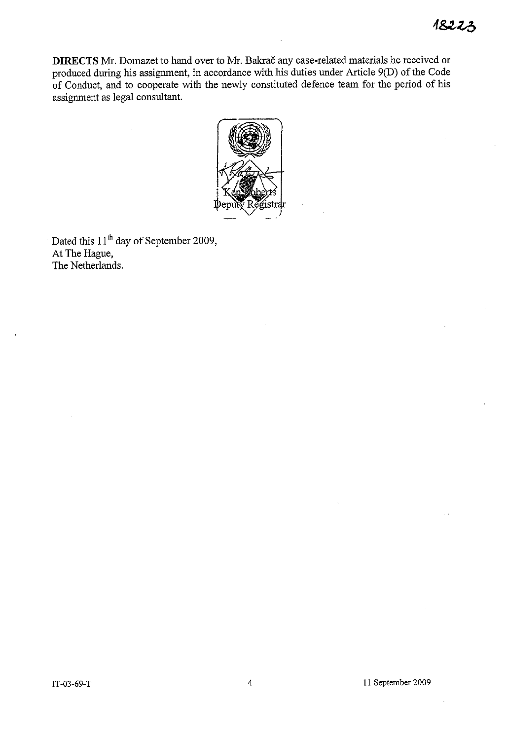**DIRECTS** Mr. Domazet to hand over to Mr. Bakrač any case-related materials he received or produced during his assignment, in accordance with his duties under Article 9(D) of the Code of Conduct, and to cooperate with the newly constituted defence team for the period of his assignment as legal consultant.

Ken Roberts
Deputy Registrar

Dated this 11th day of September 2009,
At The Hague,
The Netherlands.